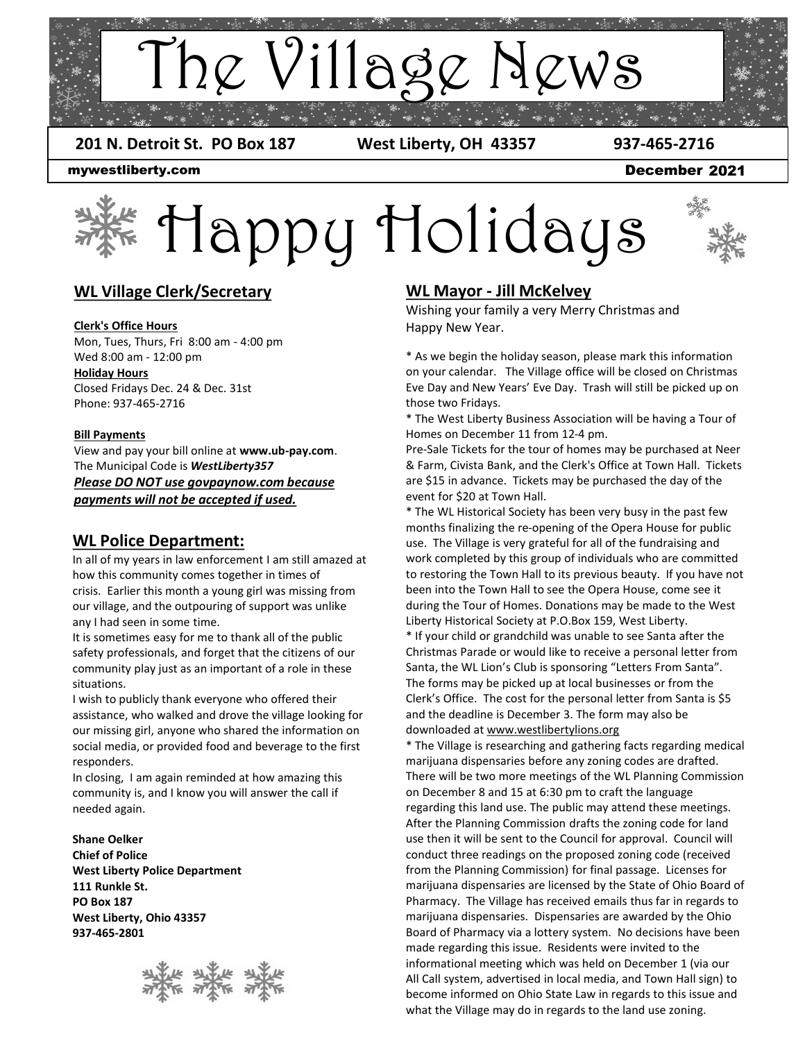# The Village News

**201 N. Detroit St. PO Box 187 West Liberty, OH 43357 937-465-2716**

**mywestliberty.com** **December 2021**

# Happy Holidays

## WL Village Clerk/Secretary

**Clerk's Office Hours**
Mon, Tues, Thurs, Fri 8:00 am - 4:00 pm
Wed 8:00 am - 12:00 pm

**Holiday Hours**
Closed Fridays Dec. 24 & Dec. 31st
Phone: 937-465-2716

**Bill Payments**
View and pay your bill online at **www.ub-pay.com**.
The Municipal Code is ***WestLiberty357***
***Please DO NOT use govpaynow.com because payments will not be accepted if used.***

## WL Police Department:

In all of my years in law enforcement I am still amazed at how this community comes together in times of crisis. Earlier this month a young girl was missing from our village, and the outpouring of support was unlike any I had seen in some time.

It is sometimes easy for me to thank all of the public safety professionals, and forget that the citizens of our community play just as an important of a role in these situations.

I wish to publicly thank everyone who offered their assistance, who walked and drove the village looking for our missing girl, anyone who shared the information on social media, or provided food and beverage to the first responders.

In closing, I am again reminded at how amazing this community is, and I know you will answer the call if needed again.

**Shane Oelker**
**Chief of Police**
**West Liberty Police Department**
**111 Runkle St.**
**PO Box 187**
**West Liberty, Ohio 43357**
**937-465-2801**

## WL Mayor - Jill McKelvey

Wishing your family a very Merry Christmas and Happy New Year.

* As we begin the holiday season, please mark this information on your calendar. The Village office will be closed on Christmas Eve Day and New Years' Eve Day. Trash will still be picked up on those two Fridays.

* The West Liberty Business Association will be having a Tour of Homes on December 11 from 12-4 pm.
Pre-Sale Tickets for the tour of homes may be purchased at Neer & Farm, Civista Bank, and the Clerk's Office at Town Hall. Tickets are $15 in advance. Tickets may be purchased the day of the event for $20 at Town Hall.

* The WL Historical Society has been very busy in the past few months finalizing the re-opening of the Opera House for public use. The Village is very grateful for all of the fundraising and work completed by this group of individuals who are committed to restoring the Town Hall to its previous beauty. If you have not been into the Town Hall to see the Opera House, come see it during the Tour of Homes. Donations may be made to the West Liberty Historical Society at P.O.Box 159, West Liberty.

* If your child or grandchild was unable to see Santa after the Christmas Parade or would like to receive a personal letter from Santa, the WL Lion's Club is sponsoring "Letters From Santa". The forms may be picked up at local businesses or from the Clerk's Office. The cost for the personal letter from Santa is $5 and the deadline is December 3. The form may also be downloaded at www.westlibertylions.org

* The Village is researching and gathering facts regarding medical marijuana dispensaries before any zoning codes are drafted. There will be two more meetings of the WL Planning Commission on December 8 and 15 at 6:30 pm to craft the language regarding this land use. The public may attend these meetings. After the Planning Commission drafts the zoning code for land use then it will be sent to the Council for approval. Council will conduct three readings on the proposed zoning code (received from the Planning Commission) for final passage. Licenses for marijuana dispensaries are licensed by the State of Ohio Board of Pharmacy. The Village has received emails thus far in regards to marijuana dispensaries. Dispensaries are awarded by the Ohio Board of Pharmacy via a lottery system. No decisions have been made regarding this issue. Residents were invited to the informational meeting which was held on December 1 (via our All Call system, advertised in local media, and Town Hall sign) to become informed on Ohio State Law in regards to this issue and what the Village may do in regards to the land use zoning.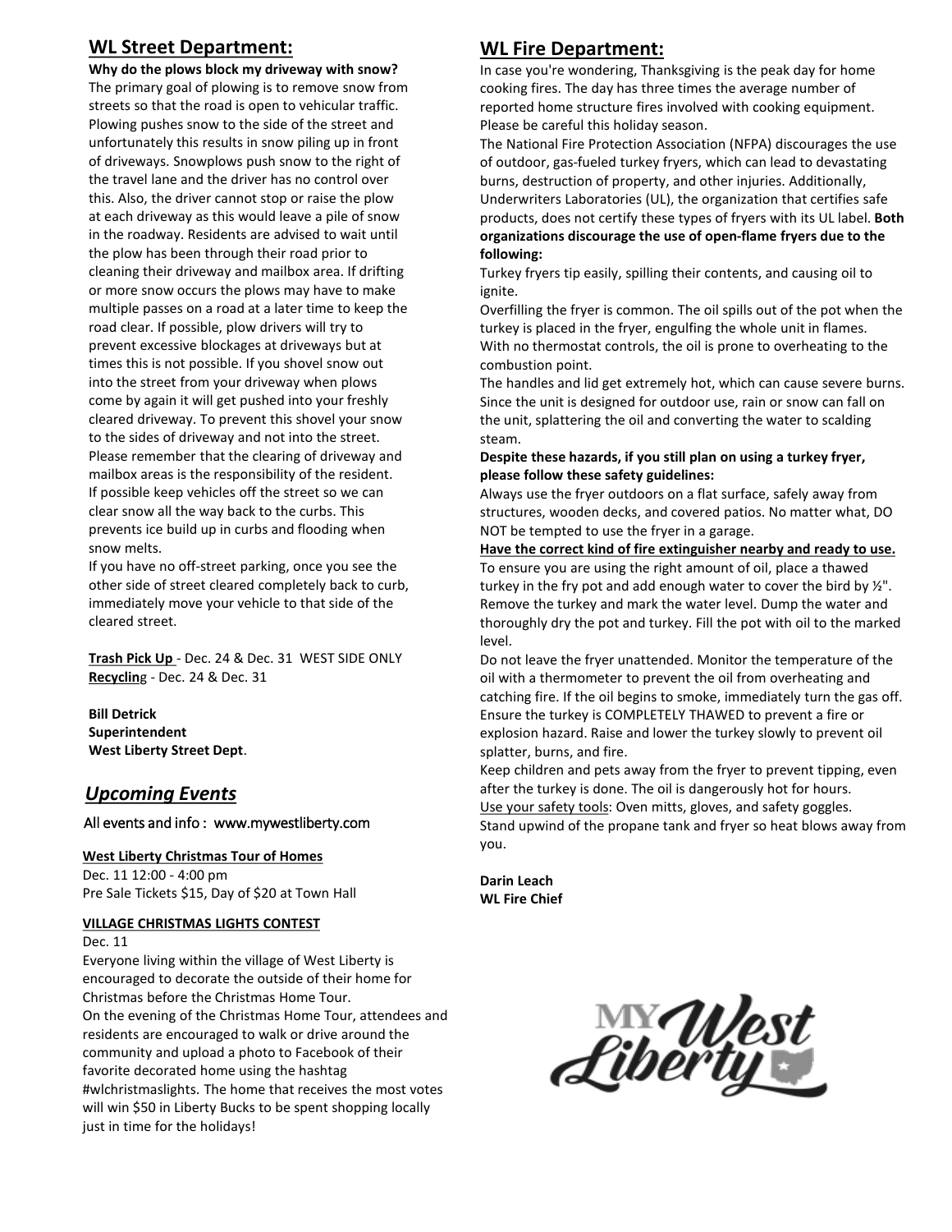## WL Street Department:

**Why do the plows block my driveway with snow?**

The primary goal of plowing is to remove snow from streets so that the road is open to vehicular traffic. Plowing pushes snow to the side of the street and unfortunately this results in snow piling up in front of driveways. Snowplows push snow to the right of the travel lane and the driver has no control over this. Also, the driver cannot stop or raise the plow at each driveway as this would leave a pile of snow in the roadway. Residents are advised to wait until the plow has been through their road prior to cleaning their driveway and mailbox area. If drifting or more snow occurs the plows may have to make multiple passes on a road at a later time to keep the road clear. If possible, plow drivers will try to prevent excessive blockages at driveways but at times this is not possible. If you shovel snow out into the street from your driveway when plows come by again it will get pushed into your freshly cleared driveway. To prevent this shovel your snow to the sides of driveway and not into the street. Please remember that the clearing of driveway and mailbox areas is the responsibility of the resident. If possible keep vehicles off the street so we can clear snow all the way back to the curbs. This prevents ice build up in curbs and flooding when snow melts.

If you have no off-street parking, once you see the other side of street cleared completely back to curb, immediately move your vehicle to that side of the cleared street.

<u>Trash Pick Up</u> - Dec. 24 & Dec. 31 WEST SIDE ONLY
<u>Recyclin</u>g - Dec. 24 & Dec. 31

**Bill Detrick**
**Superintendent**
**West Liberty Street Dept**.

## *Upcoming Events*

All events and info : www.mywestliberty.com

**<u>West Liberty Christmas Tour of Homes</u>**
Dec. 11 12:00 - 4:00 pm
Pre Sale Tickets $15, Day of $20 at Town Hall

**<u>VILLAGE CHRISTMAS LIGHTS CONTEST</u>**
Dec. 11

Everyone living within the village of West Liberty is encouraged to decorate the outside of their home for Christmas before the Christmas Home Tour.

On the evening of the Christmas Home Tour, attendees and residents are encouraged to walk or drive around the community and upload a photo to Facebook of their favorite decorated home using the hashtag #wlchristmaslights. The home that receives the most votes will win $50 in Liberty Bucks to be spent shopping locally just in time for the holidays!

## WL Fire Department:

In case you're wondering, Thanksgiving is the peak day for home cooking fires. The day has three times the average number of reported home structure fires involved with cooking equipment. Please be careful this holiday season.

The National Fire Protection Association (NFPA) discourages the use of outdoor, gas-fueled turkey fryers, which can lead to devastating burns, destruction of property, and other injuries. Additionally, Underwriters Laboratories (UL), the organization that certifies safe products, does not certify these types of fryers with its UL label. **Both organizations discourage the use of open-flame fryers due to the following:**

Turkey fryers tip easily, spilling their contents, and causing oil to ignite.

Overfilling the fryer is common. The oil spills out of the pot when the turkey is placed in the fryer, engulfing the whole unit in flames.

With no thermostat controls, the oil is prone to overheating to the combustion point.

The handles and lid get extremely hot, which can cause severe burns.

Since the unit is designed for outdoor use, rain or snow can fall on the unit, splattering the oil and converting the water to scalding steam.

**Despite these hazards, if you still plan on using a turkey fryer, please follow these safety guidelines:**

Always use the fryer outdoors on a flat surface, safely away from structures, wooden decks, and covered patios. No matter what, DO NOT be tempted to use the fryer in a garage.

**<u>Have the correct kind of fire extinguisher nearby and ready to use.</u>**

To ensure you are using the right amount of oil, place a thawed turkey in the fry pot and add enough water to cover the bird by ½". Remove the turkey and mark the water level. Dump the water and thoroughly dry the pot and turkey. Fill the pot with oil to the marked level.

Do not leave the fryer unattended. Monitor the temperature of the oil with a thermometer to prevent the oil from overheating and catching fire. If the oil begins to smoke, immediately turn the gas off.

Ensure the turkey is COMPLETELY THAWED to prevent a fire or explosion hazard. Raise and lower the turkey slowly to prevent oil splatter, burns, and fire.

Keep children and pets away from the fryer to prevent tipping, even after the turkey is done. The oil is dangerously hot for hours.

<u>Use your safety tools</u>: Oven mitts, gloves, and safety goggles.

Stand upwind of the propane tank and fryer so heat blows away from you.

**Darin Leach**
**WL Fire Chief**

MY West Liberty